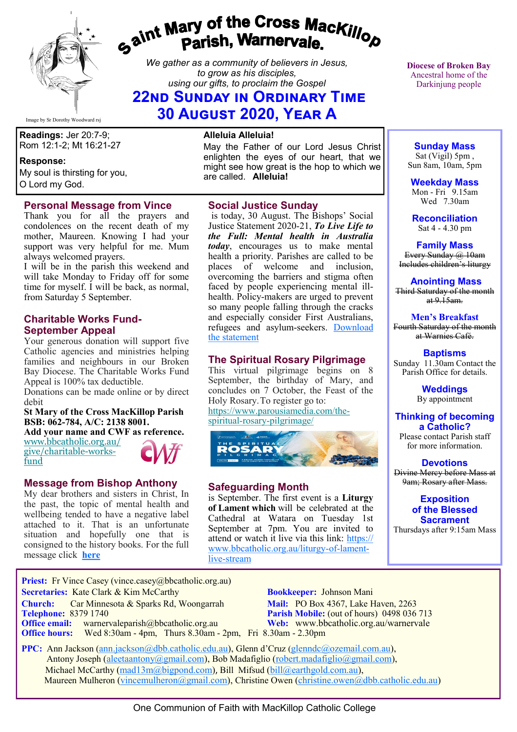# Saint Mary of the Cross MacKillop Parish, Warnervale.

*We gather as a community of believers in Jesus, to grow as his disciples, using our gifts, to proclaim the Gospel*

## 22nd Sunday in Ordinary Time
## 30 August 2020, Year A

Image by Sr Dorothy Woodward rsj

Diocese of Broken Bay
Ancestral home of the Darkinjung people

**Readings:** Jer 20:7-9; Rom 12:1-2; Mt 16:21-27

**Response:**
My soul is thirsting for you, O Lord my God.

**Alleluia Alleluia!**
May the Father of our Lord Jesus Christ enlighten the eyes of our heart, that we might see how great is the hop to which we are called. **Alleluia!**

### Personal Message from Vince

Thank you for all the prayers and condolences on the recent death of my mother, Maureen. Knowing I had your support was very helpful for me. Mum always welcomed prayers.
I will be in the parish this weekend and will take Monday to Friday off for some time for myself. I will be back, as normal, from Saturday 5 September.

### Charitable Works Fund- September Appeal

Your generous donation will support five Catholic agencies and ministries helping families and neighbours in our Broken Bay Diocese. The Charitable Works Fund Appeal is 100% tax deductible.
Donations can be made online or by direct debit
**St Mary of the Cross MacKillop Parish**
**BSB: 062-784, A/C: 2138 8001.**
**Add your name and CWF as reference.**
www.bbcatholic.org.au/give/charitable-works-fund

### Message from Bishop Anthony

My dear brothers and sisters in Christ, In the past, the topic of mental health and wellbeing tended to have a negative label attached to it. That is an unfortunate situation and hopefully one that is consigned to the history books. For the full message click **here**

### Social Justice Sunday

is today, 30 August. The Bishops' Social Justice Statement 2020-21, ***To Live Life to the Full: Mental health in Australia today***, encourages us to make mental health a priority. Parishes are called to be places of welcome and inclusion, overcoming the barriers and stigma often faced by people experiencing mental ill-health. Policy-makers are urged to prevent so many people falling through the cracks and especially consider First Australians, refugees and asylum-seekers. Download the statement

### The Spiritual Rosary Pilgrimage

This virtual pilgrimage begins on 8 September, the birthday of Mary, and concludes on 7 October, the Feast of the Holy Rosary. To register go to: https://www.parousiamedia.com/the-spiritual-rosary-pilgrimage/

### Safeguarding Month

is September. The first event is a **Liturgy of Lament which** will be celebrated at the Cathedral at Watara on Tuesday 1st September at 7pm. You are invited to attend or watch it live via this link: https://www.bbcatholic.org.au/liturgy-of-lament-live-stream

**Sunday Mass**
Sat (Vigil) 5pm ,
Sun 8am, 10am, 5pm

**Weekday Mass**
Mon - Fri 9.15am
Wed 7.30am

**Reconciliation**
Sat 4 - 4.30 pm

**Family Mass**
~~Every Sunday @ 10am Includes children's liturgy~~

**Anointing Mass**
~~Third Saturday of the month at 9.15am.~~

**Men's Breakfast**
~~Fourth Saturday of the month at Warnies Café.~~

**Baptisms**
Sunday 11.30am Contact the Parish Office for details.

**Weddings**
By appointment

**Thinking of becoming a Catholic?**
Please contact Parish staff for more information.

**Devotions**
~~Divine Mercy before Mass at 9am; Rosary after Mass.~~

**Exposition of the Blessed Sacrament**
Thursdays after 9:15am Mass

**Priest:** Fr Vince Casey (vince.casey@bbcatholic.org.au)
**Secretaries:** Kate Clark & Kim McCarthy
**Bookkeeper:** Johnson Mani
**Church:** Car Minnesota & Sparks Rd, Woongarrah
**Mail:** PO Box 4367, Lake Haven, 2263
**Telephone:** 8379 1740
**Parish Mobile:** (out of hours) 0498 036 713
**Office email:** warnervaleparish@bbcatholic.org.au
**Web:** www.bbcatholic.org.au/warnervale
**Office hours:** Wed 8:30am - 4pm, Thurs 8.30am - 2pm, Fri 8.30am - 2.30pm

**PPC:** Ann Jackson (ann.jackson@dbb.catholic.edu.au), Glenn d'Cruz (glenndc@ozemail.com.au), Antony Joseph (aleetaantony@gmail.com), Bob Madafiglio (robert.madafiglio@gmail.com), Michael McCarthy (mad13m@bigpond.com), Bill Mifsud (bill@earthgold.com.au), Maureen Mulheron (vincemulheron@gmail.com), Christine Owen (christine.owen@dbb.catholic.edu.au)

One Communion of Faith with MacKillop Catholic College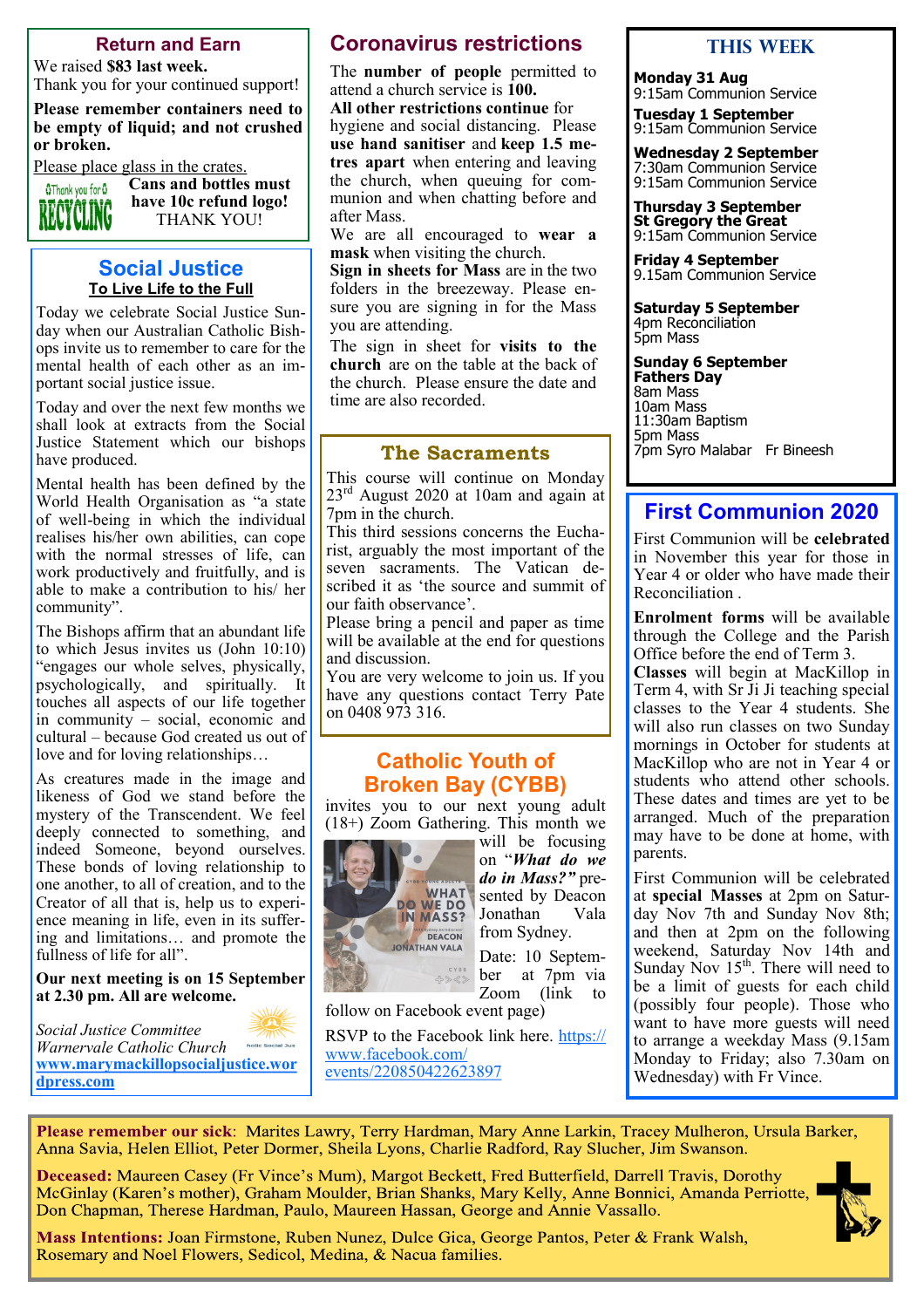## Return and Earn

We raised **$83 last week.**
Thank you for your continued support!

**Please remember containers need to be empty of liquid; and not crushed or broken.**

Please place glass in the crates.

**Cans and bottles must have 10c refund logo!**
THANK YOU!

## Social Justice

**To Live Life to the Full**

Today we celebrate Social Justice Sunday when our Australian Catholic Bishops invite us to remember to care for the mental health of each other as an important social justice issue.

Today and over the next few months we shall look at extracts from the Social Justice Statement which our bishops have produced.

Mental health has been defined by the World Health Organisation as "a state of well-being in which the individual realises his/her own abilities, can cope with the normal stresses of life, can work productively and fruitfully, and is able to make a contribution to his/ her community".

The Bishops affirm that an abundant life to which Jesus invites us (John 10:10) "engages our whole selves, physically, psychologically, and spiritually. It touches all aspects of our life together in community – social, economic and cultural – because God created us out of love and for loving relationships…

As creatures made in the image and likeness of God we stand before the mystery of the Transcendent. We feel deeply connected to something, and indeed Someone, beyond ourselves. These bonds of loving relationship to one another, to all of creation, and to the Creator of all that is, help us to experience meaning in life, even in its suffering and limitations… and promote the fullness of life for all".

**Our next meeting is on 15 September at 2.30 pm. All are welcome.**

*Social Justice Committee*
*Warnervale Catholic Church*
**www.marymackillopsocialjustice.wordpress.com**

## Coronavirus restrictions

The **number of people** permitted to attend a church service is **100.**
**All other restrictions continue** for hygiene and social distancing. Please **use hand sanitiser** and **keep 1.5 metres apart** when entering and leaving the church, when queuing for communion and when chatting before and after Mass.
We are all encouraged to **wear a mask** when visiting the church.
**Sign in sheets for Mass** are in the two folders in the breezeway. Please ensure you are signing in for the Mass you are attending.
The sign in sheet for **visits to the church** are on the table at the back of the church. Please ensure the date and time are also recorded.

## The Sacraments

This course will continue on Monday 23rd August 2020 at 10am and again at 7pm in the church.
This third sessions concerns the Eucharist, arguably the most important of the seven sacraments. The Vatican described it as 'the source and summit of our faith observance'.
Please bring a pencil and paper as time will be available at the end for questions and discussion.
You are very welcome to join us. If you have any questions contact Terry Pate on 0408 973 316.

## Catholic Youth of Broken Bay (CYBB)

invites you to our next young adult (18+) Zoom Gathering. This month we will be focusing on "***What do we do in Mass?"*** presented by Deacon Jonathan Vala from Sydney.
Date: 10 September at 7pm via Zoom (link to follow on Facebook event page)
RSVP to the Facebook link here. https://www.facebook.com/events/220850422623897

## THIS WEEK

**Monday 31 Aug**
9:15am Communion Service

**Tuesday 1 September**
9:15am Communion Service

**Wednesday 2 September**
7:30am Communion Service
9:15am Communion Service

**Thursday 3 September**
**St Gregory the Great**
9:15am Communion Service

**Friday 4 September**
9.15am Communion Service

**Saturday 5 September**
4pm Reconciliation
5pm Mass

**Sunday 6 September**
**Fathers Day**
8am Mass
10am Mass
11:30am Baptism
5pm Mass
7pm Syro Malabar Fr Bineesh

## First Communion 2020

First Communion will be **celebrated** in November this year for those in Year 4 or older who have made their Reconciliation .

**Enrolment forms** will be available through the College and the Parish Office before the end of Term 3.
**Classes** will begin at MacKillop in Term 4, with Sr Ji Ji teaching special classes to the Year 4 students. She will also run classes on two Sunday mornings in October for students at MacKillop who are not in Year 4 or students who attend other schools. These dates and times are yet to be arranged. Much of the preparation may have to be done at home, with parents.

First Communion will be celebrated at **special Masses** at 2pm on Saturday Nov 7th and Sunday Nov 8th; and then at 2pm on the following weekend, Saturday Nov 14th and Sunday Nov 15th. There will need to be a limit of guests for each child (possibly four people). Those who want to have more guests will need to arrange a weekday Mass (9.15am Monday to Friday; also 7.30am on Wednesday) with Fr Vince.

**Please remember our sick**: Marites Lawry, Terry Hardman, Mary Anne Larkin, Tracey Mulheron, Ursula Barker, Anna Savia, Helen Elliot, Peter Dormer, Sheila Lyons, Charlie Radford, Ray Slucher, Jim Swanson.

**Deceased:** Maureen Casey (Fr Vince's Mum), Margot Beckett, Fred Butterfield, Darrell Travis, Dorothy McGinlay (Karen's mother), Graham Moulder, Brian Shanks, Mary Kelly, Anne Bonnici, Amanda Perriotte, Don Chapman, Therese Hardman, Paulo, Maureen Hassan, George and Annie Vassallo.

**Mass Intentions:** Joan Firmstone, Ruben Nunez, Dulce Gica, George Pantos, Peter & Frank Walsh, Rosemary and Noel Flowers, Sedicol, Medina, & Nacua families.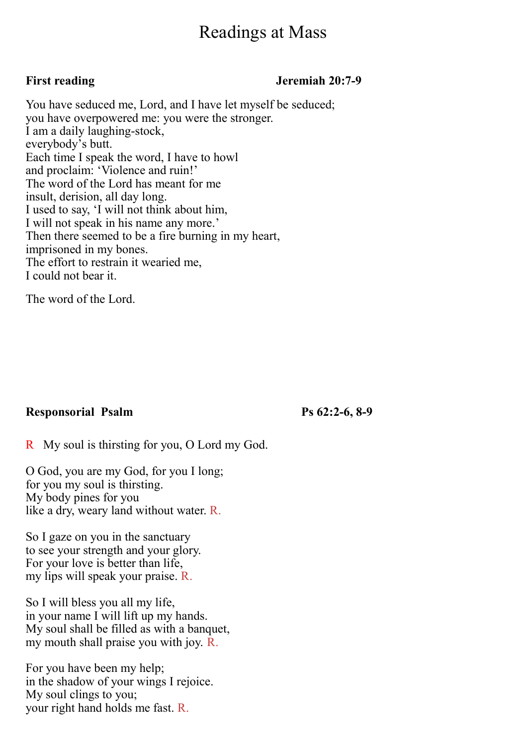# Readings at Mass

**First reading** **Jeremiah 20:7-9**

You have seduced me, Lord, and I have let myself be seduced;
you have overpowered me: you were the stronger.
I am a daily laughing-stock,
everybody's butt.
Each time I speak the word, I have to howl
and proclaim: 'Violence and ruin!'
The word of the Lord has meant for me
insult, derision, all day long.
I used to say, 'I will not think about him,
I will not speak in his name any more.'
Then there seemed to be a fire burning in my heart,
imprisoned in my bones.
The effort to restrain it wearied me,
I could not bear it.

The word of the Lord.

**Responsorial Psalm** **Ps 62:2-6, 8-9**

R My soul is thirsting for you, O Lord my God.

O God, you are my God, for you I long;
for you my soul is thirsting.
My body pines for you
like a dry, weary land without water. R.

So I gaze on you in the sanctuary
to see your strength and your glory.
For your love is better than life,
my lips will speak your praise. R.

So I will bless you all my life,
in your name I will lift up my hands.
My soul shall be filled as with a banquet,
my mouth shall praise you with joy. R.

For you have been my help;
in the shadow of your wings I rejoice.
My soul clings to you;
your right hand holds me fast. R.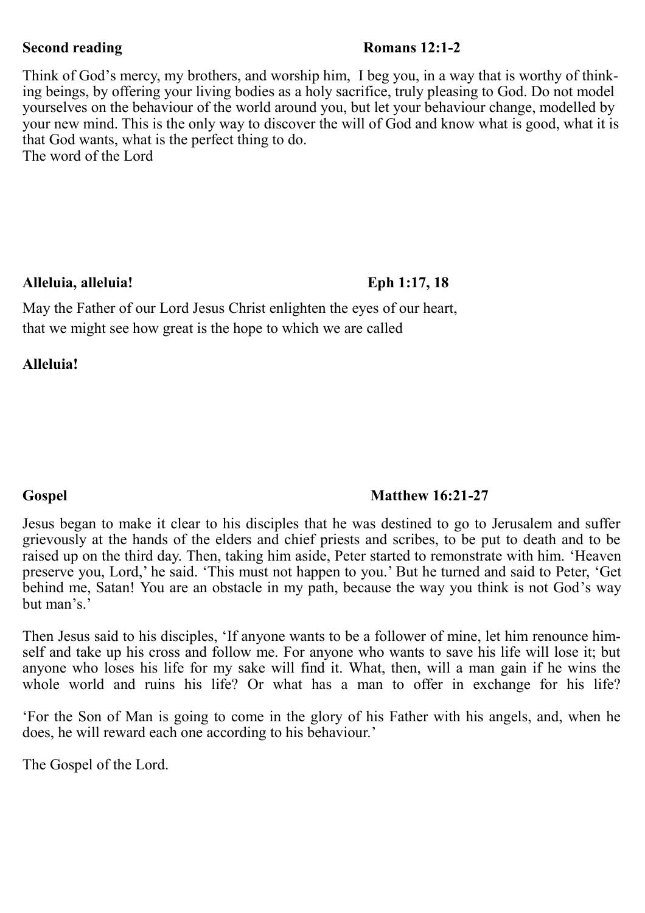**Second reading** **Romans 12:1-2**

Think of God's mercy, my brothers, and worship him, I beg you, in a way that is worthy of thinking beings, by offering your living bodies as a holy sacrifice, truly pleasing to God. Do not model yourselves on the behaviour of the world around you, but let your behaviour change, modelled by your new mind. This is the only way to discover the will of God and know what is good, what it is that God wants, what is the perfect thing to do.
The word of the Lord

**Alleluia, alleluia!** **Eph 1:17, 18**

May the Father of our Lord Jesus Christ enlighten the eyes of our heart,
that we might see how great is the hope to which we are called

**Alleluia!**

**Gospel** **Matthew 16:21-27**

Jesus began to make it clear to his disciples that he was destined to go to Jerusalem and suffer grievously at the hands of the elders and chief priests and scribes, to be put to death and to be raised up on the third day. Then, taking him aside, Peter started to remonstrate with him. 'Heaven preserve you, Lord,' he said. 'This must not happen to you.' But he turned and said to Peter, 'Get behind me, Satan! You are an obstacle in my path, because the way you think is not God's way but man's.'

Then Jesus said to his disciples, 'If anyone wants to be a follower of mine, let him renounce himself and take up his cross and follow me. For anyone who wants to save his life will lose it; but anyone who loses his life for my sake will find it. What, then, will a man gain if he wins the whole world and ruins his life? Or what has a man to offer in exchange for his life?

'For the Son of Man is going to come in the glory of his Father with his angels, and, when he does, he will reward each one according to his behaviour.'

The Gospel of the Lord.